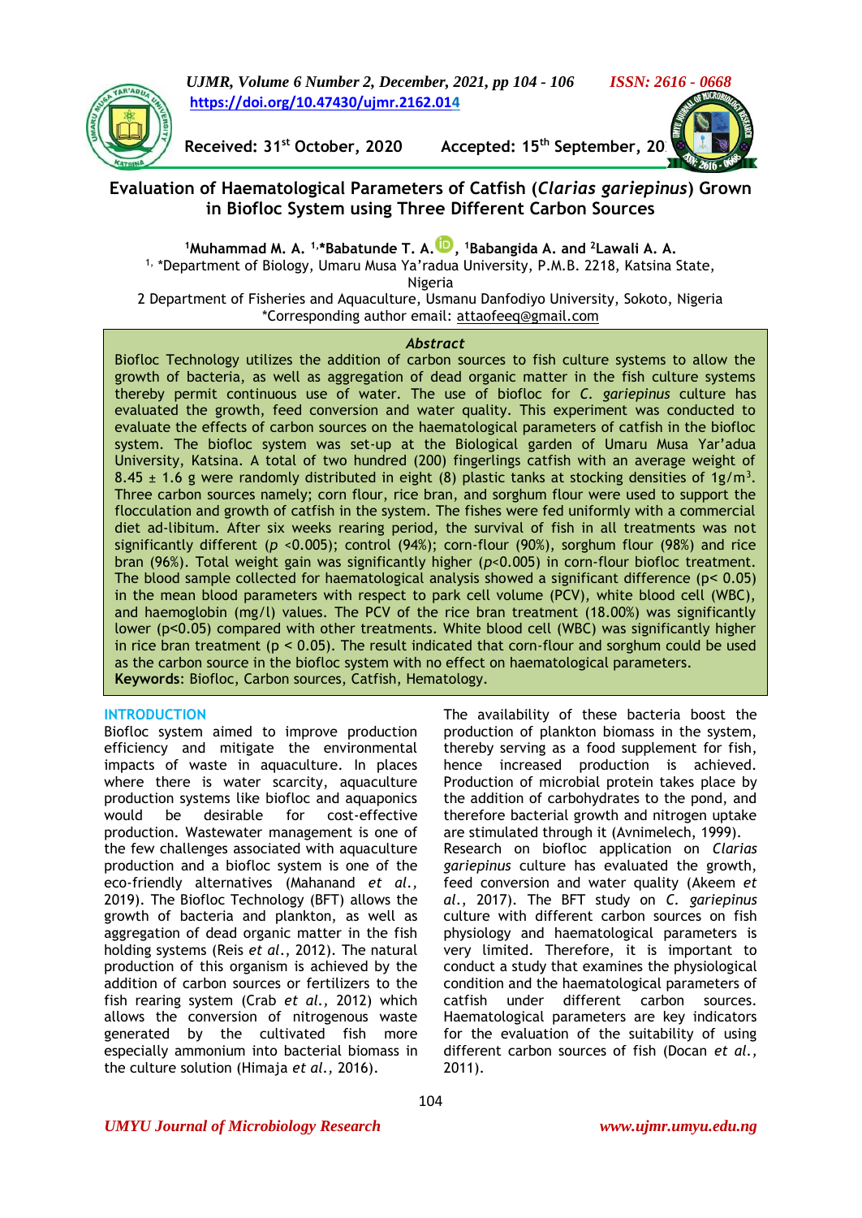Received: 31st October, 2020 Accepted: 15th September, 20

# Evaluation of Haematological Parameters of Catfish (*Clarias gariepinus*) Grown in Biofloc System using Three Different Carbon Sources

[1]Muhammad M. A. [1,]*Babatunde T. A., [1]Babangida A. and [2]Lawali A. A.

[1,] *Department of Biology, Umaru Musa Ya'radua University, P.M.B. 2218, Katsina State, Nigeria

2 Department of Fisheries and Aquaculture, Usmanu Danfodiyo University, Sokoto, Nigeria

*Corresponding author email: attaofeeq@gmail.com

## Abstract

Biofloc Technology utilizes the addition of carbon sources to fish culture systems to allow the growth of bacteria, as well as aggregation of dead organic matter in the fish culture systems thereby permit continuous use of water. The use of biofloc for *C. gariepinus* culture has evaluated the growth, feed conversion and water quality. This experiment was conducted to evaluate the effects of carbon sources on the haematological parameters of catfish in the biofloc system. The biofloc system was set-up at the Biological garden of Umaru Musa Yar'adua University, Katsina. A total of two hundred (200) fingerlings catfish with an average weight of 8.45 ± 1.6 g were randomly distributed in eight (8) plastic tanks at stocking densities of 1g/m$^3$. Three carbon sources namely; corn flour, rice bran, and sorghum flour were used to support the flocculation and growth of catfish in the system. The fishes were fed uniformly with a commercial diet ad-libitum. After six weeks rearing period, the survival of fish in all treatments was not significantly different ($p$ <0.005); control (94%); corn-flour (90%), sorghum flour (98%) and rice bran (96%). Total weight gain was significantly higher ($p$<0.005) in corn-flour biofloc treatment. The blood sample collected for haematological analysis showed a significant difference (p< 0.05) in the mean blood parameters with respect to park cell volume (PCV), white blood cell (WBC), and haemoglobin (mg/l) values. The PCV of the rice bran treatment (18.00%) was significantly lower (p<0.05) compared with other treatments. White blood cell (WBC) was significantly higher in rice bran treatment (p < 0.05). The result indicated that corn-flour and sorghum could be used as the carbon source in the biofloc system with no effect on haematological parameters.

**Keywords**: Biofloc, Carbon sources, Catfish, Hematology.

## INTRODUCTION

Biofloc system aimed to improve production efficiency and mitigate the environmental impacts of waste in aquaculture. In places where there is water scarcity, aquaculture production systems like biofloc and aquaponics would be desirable for cost-effective production. Wastewater management is one of the few challenges associated with aquaculture production and a biofloc system is one of the eco-friendly alternatives (Mahanand *et al.,* 2019). The Biofloc Technology (BFT) allows the growth of bacteria and plankton, as well as aggregation of dead organic matter in the fish holding systems (Reis *et al*., 2012). The natural production of this organism is achieved by the addition of carbon sources or fertilizers to the fish rearing system (Crab *et al.,* 2012) which allows the conversion of nitrogenous waste generated by the cultivated fish more especially ammonium into bacterial biomass in the culture solution (Himaja *et al.,* 2016). The availability of these bacteria boost the production of plankton biomass in the system, thereby serving as a food supplement for fish, hence increased production is achieved. Production of microbial protein takes place by the addition of carbohydrates to the pond, and therefore bacterial growth and nitrogen uptake are stimulated through it (Avnimelech, 1999).

Research on biofloc application on *Clarias gariepinus* culture has evaluated the growth, feed conversion and water quality (Akeem *et al.,* 2017). The BFT study on *C. gariepinus* culture with different carbon sources on fish physiology and haematological parameters is very limited. Therefore, it is important to conduct a study that examines the physiological condition and the haematological parameters of catfish under different carbon sources. Haematological parameters are key indicators for the evaluation of the suitability of using different carbon sources of fish (Docan *et al.,* 2011).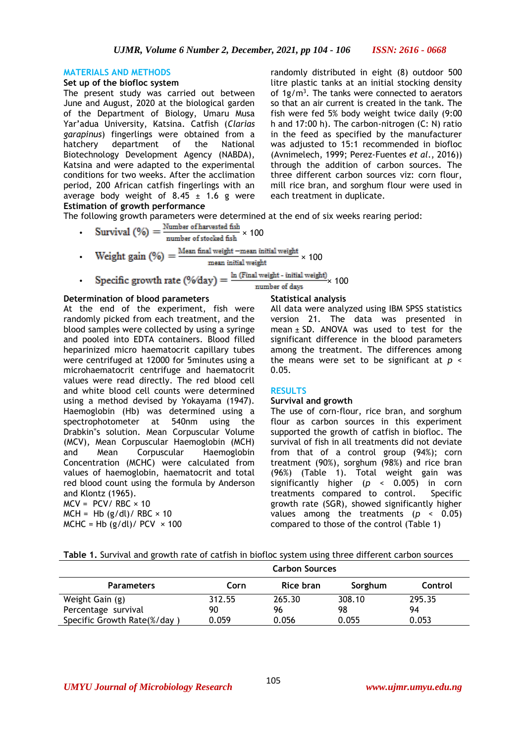## MATERIALS AND METHODS

### Set up of the biofloc system

The present study was carried out between June and August, 2020 at the biological garden of the Department of Biology, Umaru Musa Yar'adua University, Katsina. Catfish (*Clarias garapinus*) fingerlings were obtained from a hatchery department of the National Biotechnology Development Agency (NABDA), Katsina and were adapted to the experimental conditions for two weeks. After the acclimation period, 200 African catfish fingerlings with an average body weight of 8.45 ± 1.6 g were randomly distributed in eight (8) outdoor 500 litre plastic tanks at an initial stocking density of $1g/m^3$. The tanks were connected to aerators so that an air current is created in the tank. The fish were fed 5% body weight twice daily (9:00 h and 17:00 h). The carbon-nitrogen (C: N) ratio in the feed as specified by the manufacturer was adjusted to 15:1 recommended in biofloc (Avnimelech, 1999; Perez-Fuentes *et al.*, 2016)) through the addition of carbon sources. The three different carbon sources viz: corn flour, mill rice bran, and sorghum flour were used in each treatment in duplicate.

### Estimation of growth performance

The following growth parameters were determined at the end of six weeks rearing period:

- $\text{Survival (\%)} = \frac{\text{Number of harvested fish}}{\text{number of stocked fish}} \times 100$
- $\text{Weight gain (\%)} = \frac{\text{Mean final weight} - \text{mean initial weight}}{\text{mean initial weight}} \times 100$
- $\text{Specific growth rate (\%/day)} = \frac{\ln\text{(Final weight - initial weight)}}{\text{number of days}} \times 100$

### Determination of blood parameters

At the end of the experiment, fish were randomly picked from each treatment, and the blood samples were collected by using a syringe and pooled into EDTA containers. Blood filled heparinized micro haematocrit capillary tubes were centrifuged at 12000 for 5minutes using a microhaematocrit centrifuge and haematocrit values were read directly. The red blood cell and white blood cell counts were determined using a method devised by Yokayama (1947). Haemoglobin (Hb) was determined using a spectrophotometer at 540nm using the Drabkin"s solution. Mean Corpuscular Volume (MCV), Mean Corpuscular Haemoglobin (MCH) and Mean Corpuscular Haemoglobin Concentration (MCHC) were calculated from values of haemoglobin, haematocrit and total red blood count using the formula by Anderson and Klontz (1965).

MCV = PCV/ RBC × 10

MCH = Hb (g/dl)/ RBC × 10

MCHC = Hb (g/dl)/ PCV × 100

### Statistical analysis

All data were analyzed using IBM SPSS statistics version 21. The data was presented in mean ± SD. ANOVA was used to test for the significant difference in the blood parameters among the treatment. The differences among the means were set to be significant at $p < 0.05$.

## RESULTS

### Survival and growth

The use of corn-flour, rice bran, and sorghum flour as carbon sources in this experiment supported the growth of catfish in biofloc. The survival of fish in all treatments did not deviate from that of a control group (94%); corn treatment (90%), sorghum (98%) and rice bran (96%) (Table 1). Total weight gain was significantly higher ($p < 0.005$) in corn treatments compared to control. Specific growth rate (SGR), showed significantly higher values among the treatments ($p < 0.05$) compared to those of the control (Table 1)

**Table 1.** Survival and growth rate of catfish in biofloc system using three different carbon sources

| | Carbon Sources | | | |
|---|---|---|---|---|
| Parameters | Corn | Rice bran | Sorghum | Control |
| Weight Gain (g) | 312.55 | 265.30 | 308.10 | 295.35 |
| Percentage survival | 90 | 96 | 98 | 94 |
| Specific Growth Rate(%/day ) | 0.059 | 0.056 | 0.055 | 0.053 |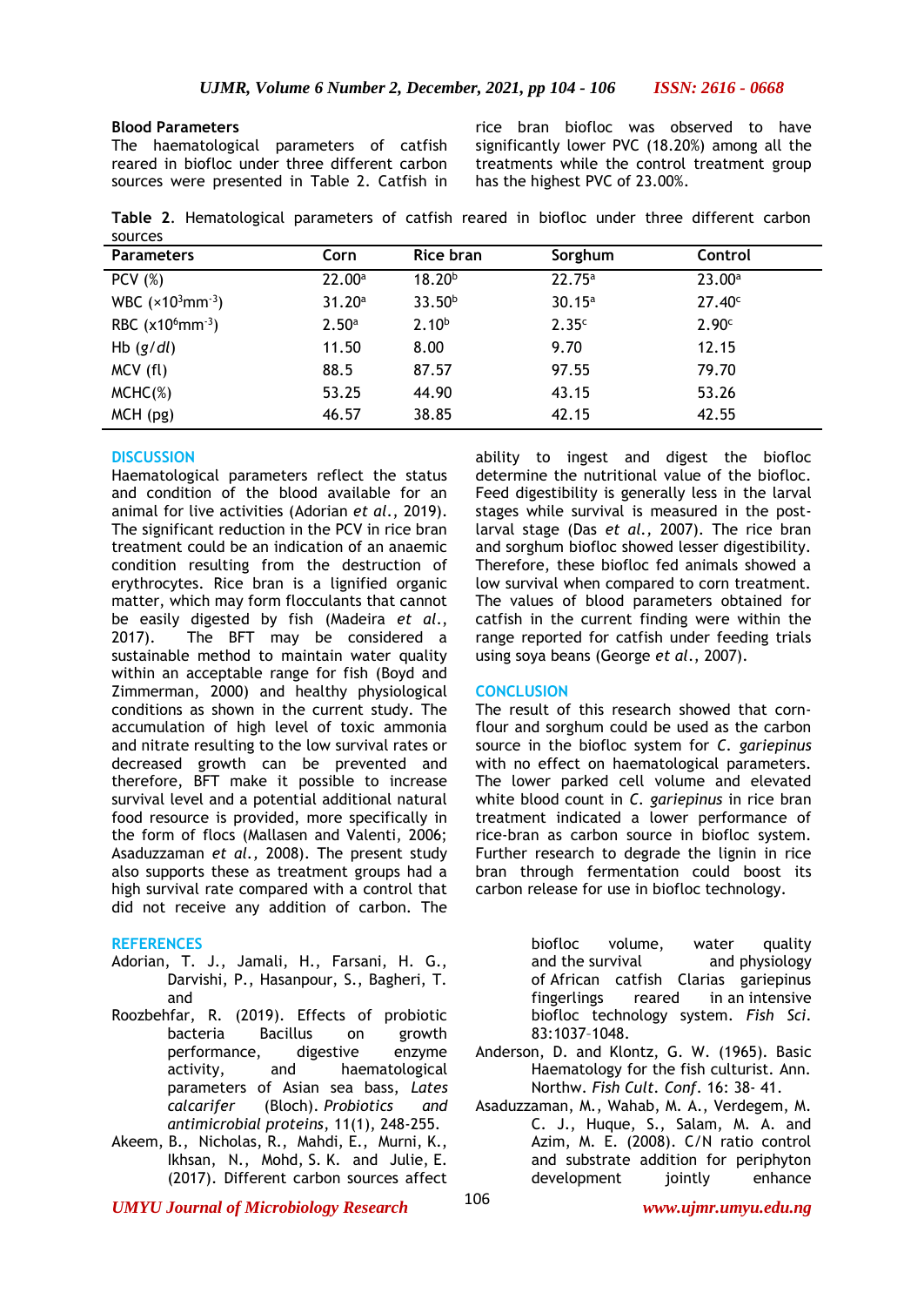**Blood Parameters**

The haematological parameters of catfish reared in biofloc under three different carbon sources were presented in Table 2. Catfish in rice bran biofloc was observed to have significantly lower PVC (18.20%) among all the treatments while the control treatment group has the highest PVC of 23.00%.

**Table 2**. Hematological parameters of catfish reared in biofloc under three different carbon sources

| Parameters | Corn | Rice bran | Sorghum | Control |
|---|---|---|---|---|
| PCV (%) | 22.00[a] | 18.20[b] | 22.75[a] | 23.00[a] |
| WBC ($\times 10^3 mm^{-3}$) | 31.20[a] | 33.50[b] | 30.15[a] | 27.40[c] |
| RBC ($x10^6 mm^{-3}$) | 2.50[a] | 2.10[b] | 2.35[c] | 2.90[c] |
| Hb ($g/dl$) | 11.50 | 8.00 | 9.70 | 12.15 |
| MCV (fl) | 88.5 | 87.57 | 97.55 | 79.70 |
| MCHC(%) | 53.25 | 44.90 | 43.15 | 53.26 |
| MCH (pg) | 46.57 | 38.85 | 42.15 | 42.55 |

## DISCUSSION

Haematological parameters reflect the status and condition of the blood available for an animal for live activities (Adorian *et al*., 2019). The significant reduction in the PCV in rice bran treatment could be an indication of an anaemic condition resulting from the destruction of erythrocytes. Rice bran is a lignified organic matter, which may form flocculants that cannot be easily digested by fish (Madeira *et al*., 2017). The BFT may be considered a sustainable method to maintain water quality within an acceptable range for fish (Boyd and Zimmerman, 2000) and healthy physiological conditions as shown in the current study. The accumulation of high level of toxic ammonia and nitrate resulting to the low survival rates or decreased growth can be prevented and therefore, BFT make it possible to increase survival level and a potential additional natural food resource is provided, more specifically in the form of flocs (Mallasen and Valenti, 2006; Asaduzzaman *et al.,* 2008). The present study also supports these as treatment groups had a high survival rate compared with a control that did not receive any addition of carbon. The ability to ingest and digest the biofloc determine the nutritional value of the biofloc. Feed digestibility is generally less in the larval stages while survival is measured in the post-larval stage (Das *et al.,* 2007). The rice bran and sorghum biofloc showed lesser digestibility. Therefore, these biofloc fed animals showed a low survival when compared to corn treatment. The values of blood parameters obtained for catfish in the current finding were within the range reported for catfish under feeding trials using soya beans (George *et al*., 2007).

## CONCLUSION

The result of this research showed that corn-flour and sorghum could be used as the carbon source in the biofloc system for *C. gariepinus* with no effect on haematological parameters. The lower parked cell volume and elevated white blood count in *C. gariepinus* in rice bran treatment indicated a lower performance of rice-bran as carbon source in biofloc system. Further research to degrade the lignin in rice bran through fermentation could boost its carbon release for use in biofloc technology.

## REFERENCES

Adorian, T. J., Jamali, H., Farsani, H. G., Darvishi, P., Hasanpour, S., Bagheri, T. and Roozbehfar, R. (2019). Effects of probiotic bacteria Bacillus on growth performance, digestive enzyme activity, and haematological parameters of Asian sea bass, *Lates calcarifer* (Bloch). *Probiotics and antimicrobial proteins*, 11(1), 248-255.

Akeem, B., Nicholas, R., Mahdi, E., Murni, K., Ikhsan, N., Mohd, S. K. and Julie, E. (2017). Different carbon sources affect biofloc volume, water quality and the survival and physiology of African catfish Clarias gariepinus fingerlings reared in an intensive biofloc technology system. *Fish Sci.* 83:1037–1048.

Anderson, D. and Klontz, G. W. (1965). Basic Haematology for the fish culturist. Ann. Northw. *Fish Cult. Conf*. 16: 38- 41.

Asaduzzaman, M., Wahab, M. A., Verdegem, M. C. J., Huque, S., Salam, M. A. and Azim, M. E. (2008). C/N ratio control and substrate addition for periphyton development jointly enhance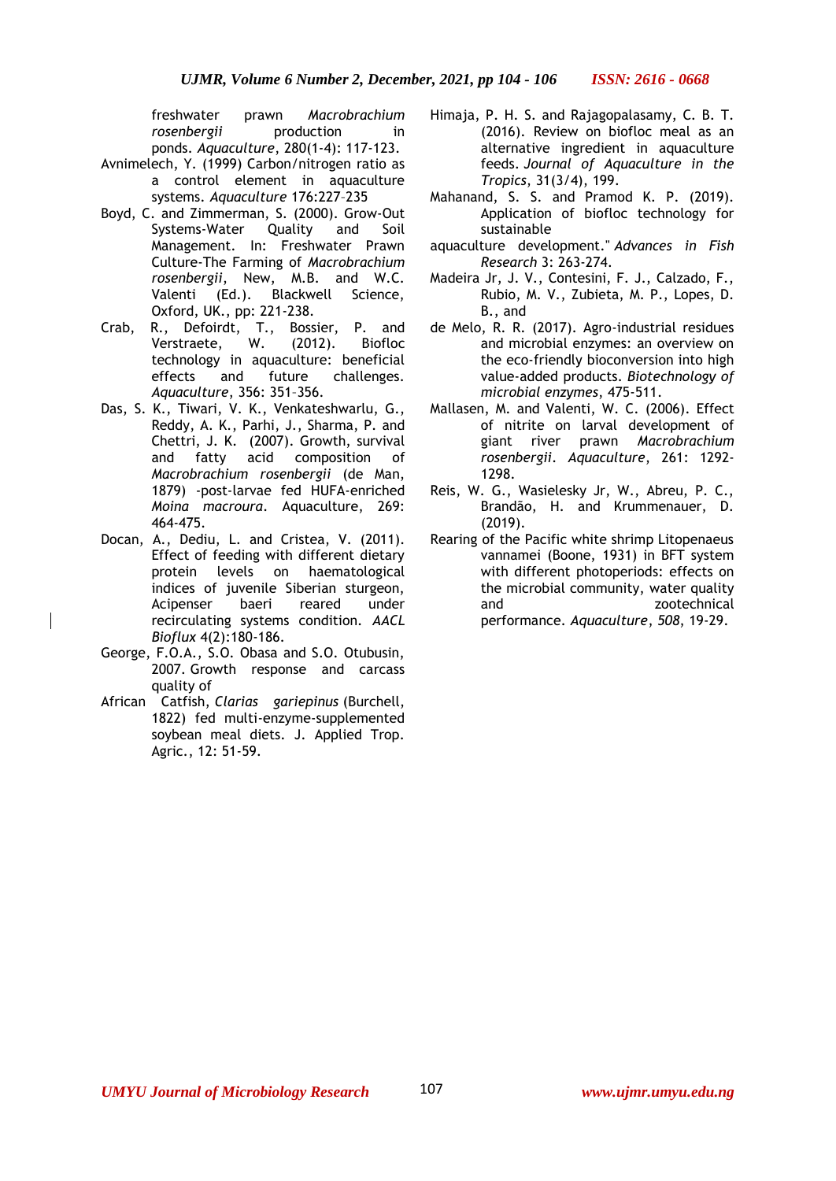freshwater prawn *Macrobrachium rosenbergii* production in ponds. *Aquaculture*, 280(1-4): 117-123.

Avnimelech, Y. (1999) Carbon/nitrogen ratio as a control element in aquaculture systems. *Aquaculture* 176:227–235

Boyd, C. and Zimmerman, S. (2000). Grow-Out Systems-Water Quality and Soil Management. In: Freshwater Prawn Culture-The Farming of *Macrobrachium rosenbergii*, New, M.B. and W.C. Valenti (Ed.). Blackwell Science, Oxford, UK., pp: 221-238.

Crab, R., Defoirdt, T., Bossier, P. and Verstraete, W. (2012). Biofloc technology in aquaculture: beneficial effects and future challenges. *Aquaculture*, 356: 351–356.

Das, S. K., Tiwari, V. K., Venkateshwarlu, G., Reddy, A. K., Parhi, J., Sharma, P. and Chettri, J. K. (2007). Growth, survival and fatty acid composition of *Macrobrachium rosenbergii* (de Man, 1879) -post-larvae fed HUFA-enriched *Moina macroura*. Aquaculture, 269: 464-475.

Docan, A., Dediu, L. and Cristea, V. (2011). Effect of feeding with different dietary protein levels on haematological indices of juvenile Siberian sturgeon, Acipenser baeri reared under recirculating systems condition. *AACL Bioflux* 4(2):180-186.

George, F.O.A., S.O. Obasa and S.O. Otubusin, 2007. Growth response and carcass quality of

African Catfish, *Clarias gariepinus* (Burchell, 1822) fed multi-enzyme-supplemented soybean meal diets. J. Applied Trop. Agric., 12: 51-59.

Himaja, P. H. S. and Rajagopalasamy, C. B. T. (2016). Review on biofloc meal as an alternative ingredient in aquaculture feeds. *Journal of Aquaculture in the Tropics*, 31(3/4), 199.

Mahanand, S. S. and Pramod K. P. (2019). Application of biofloc technology for sustainable

aquaculture development." *Advances in Fish Research* 3: 263-274.

Madeira Jr, J. V., Contesini, F. J., Calzado, F., Rubio, M. V., Zubieta, M. P., Lopes, D. B., and

de Melo, R. R. (2017). Agro-industrial residues and microbial enzymes: an overview on the eco-friendly bioconversion into high value-added products. *Biotechnology of microbial enzymes*, 475-511.

Mallasen, M. and Valenti, W. C. (2006). Effect of nitrite on larval development of giant river prawn *Macrobrachium rosenbergii*. *Aquaculture*, 261: 1292-1298.

Reis, W. G., Wasielesky Jr, W., Abreu, P. C., Brandão, H. and Krummenauer, D. (2019).

Rearing of the Pacific white shrimp Litopenaeus vannamei (Boone, 1931) in BFT system with different photoperiods: effects on the microbial community, water quality and zootechnical performance. *Aquaculture*, *508*, 19-29.